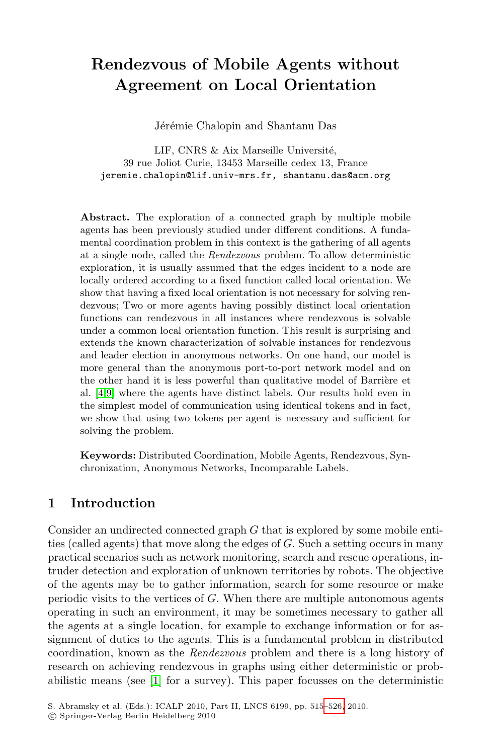# Rendezvous of Mobile Agents without Agreement on Local Orientation

Jérémie Chalopin and Shantanu Das

LIF, CNRS & Aix Marseille Université,
39 rue Joliot Curie, 13453 Marseille cedex 13, France
jeremie.chalopin@lif.univ-mrs.fr, shantanu.das@acm.org

**Abstract.** The exploration of a connected graph by multiple mobile agents has been previously studied under different conditions. A fundamental coordination problem in this context is the gathering of all agents at a single node, called the *Rendezvous* problem. To allow deterministic exploration, it is usually assumed that the edges incident to a node are locally ordered according to a fixed function called local orientation. We show that having a fixed local orientation is not necessary for solving rendezvous; Two or more agents having possibly distinct local orientation functions can rendezvous in all instances where rendezvous is solvable under a common local orientation function. This result is surprising and extends the known characterization of solvable instances for rendezvous and leader election in anonymous networks. On one hand, our model is more general than the anonymous port-to-port network model and on the other hand it is less powerful than qualitative model of Barrière et al. [4,9] where the agents have distinct labels. Our results hold even in the simplest model of communication using identical tokens and in fact, we show that using two tokens per agent is necessary and sufficient for solving the problem.

**Keywords:** Distributed Coordination, Mobile Agents, Rendezvous, Synchronization, Anonymous Networks, Incomparable Labels.

## 1 Introduction

Consider an undirected connected graph $G$ that is explored by some mobile entities (called agents) that move along the edges of $G$. Such a setting occurs in many practical scenarios such as network monitoring, search and rescue operations, intruder detection and exploration of unknown territories by robots. The objective of the agents may be to gather information, search for some resource or make periodic visits to the vertices of $G$. When there are multiple autonomous agents operating in such an environment, it may be sometimes necessary to gather all the agents at a single location, for example to exchange information or for assignment of duties to the agents. This is a fundamental problem in distributed coordination, known as the *Rendezvous* problem and there is a long history of research on achieving rendezvous in graphs using either deterministic or probabilistic means (see [1] for a survey). This paper focusses on the deterministic

S. Abramsky et al. (Eds.): ICALP 2010, Part II, LNCS 6199, pp. 515–526, 2010.
© Springer-Verlag Berlin Heidelberg 2010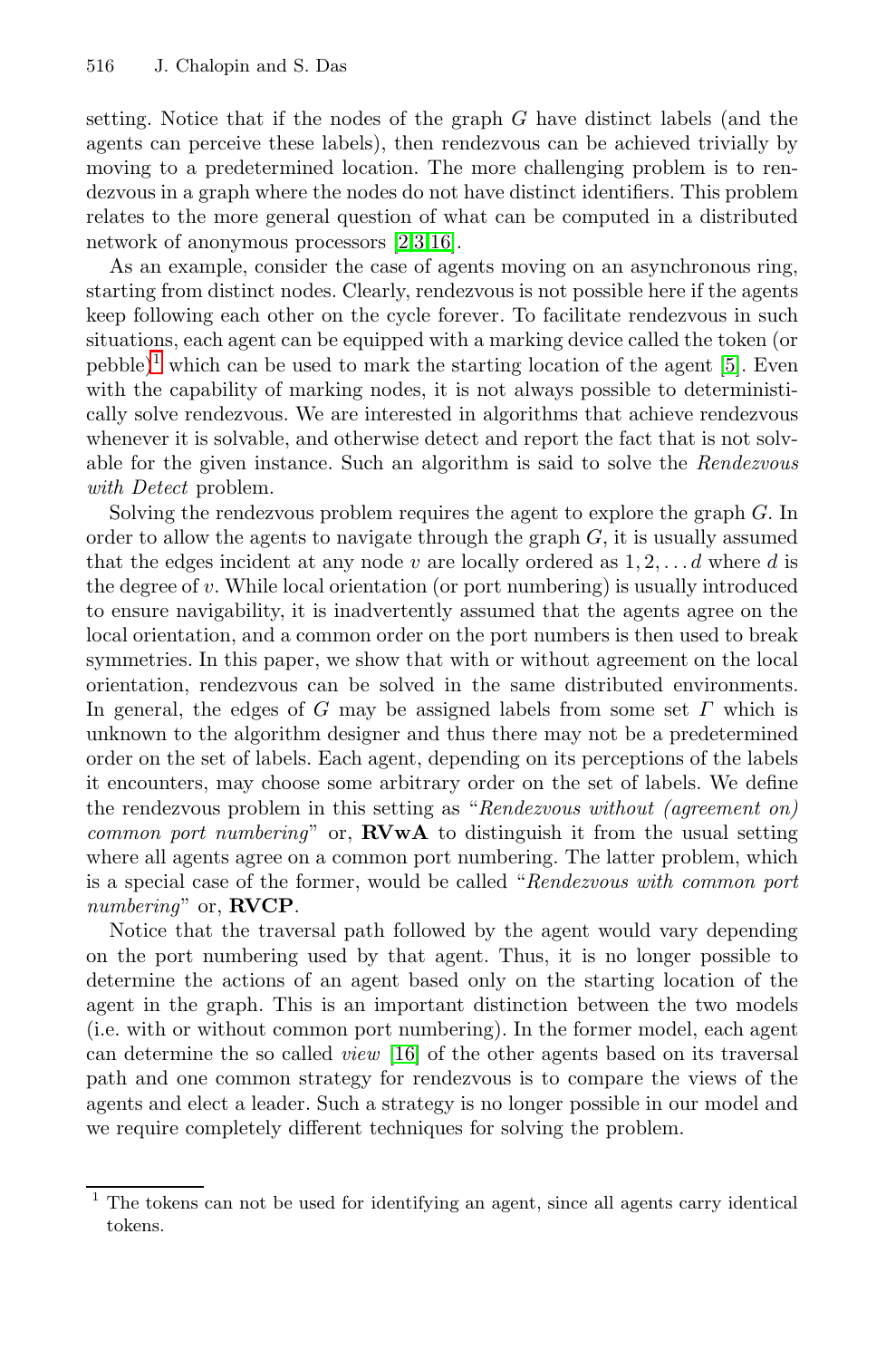setting. Notice that if the nodes of the graph $G$ have distinct labels (and the agents can perceive these labels), then rendezvous can be achieved trivially by moving to a predetermined location. The more challenging problem is to rendezvous in a graph where the nodes do not have distinct identifiers. This problem relates to the more general question of what can be computed in a distributed network of anonymous processors [2,3,16].

As an example, consider the case of agents moving on an asynchronous ring, starting from distinct nodes. Clearly, rendezvous is not possible here if the agents keep following each other on the cycle forever. To facilitate rendezvous in such situations, each agent can be equipped with a marking device called the token (or pebble)[1] which can be used to mark the starting location of the agent [5]. Even with the capability of marking nodes, it is not always possible to deterministically solve rendezvous. We are interested in algorithms that achieve rendezvous whenever it is solvable, and otherwise detect and report the fact that is not solvable for the given instance. Such an algorithm is said to solve the *Rendezvous with Detect* problem.

Solving the rendezvous problem requires the agent to explore the graph $G$. In order to allow the agents to navigate through the graph $G$, it is usually assumed that the edges incident at any node $v$ are locally ordered as $1, 2, \ldots d$ where $d$ is the degree of $v$. While local orientation (or port numbering) is usually introduced to ensure navigability, it is inadvertently assumed that the agents agree on the local orientation, and a common order on the port numbers is then used to break symmetries. In this paper, we show that with or without agreement on the local orientation, rendezvous can be solved in the same distributed environments. In general, the edges of $G$ may be assigned labels from some set $\Gamma$ which is unknown to the algorithm designer and thus there may not be a predetermined order on the set of labels. Each agent, depending on its perceptions of the labels it encounters, may choose some arbitrary order on the set of labels. We define the rendezvous problem in this setting as "*Rendezvous without (agreement on) common port numbering*" or, **RVwA** to distinguish it from the usual setting where all agents agree on a common port numbering. The latter problem, which is a special case of the former, would be called "*Rendezvous with common port numbering*" or, **RVCP**.

Notice that the traversal path followed by the agent would vary depending on the port numbering used by that agent. Thus, it is no longer possible to determine the actions of an agent based only on the starting location of the agent in the graph. This is an important distinction between the two models (i.e. with or without common port numbering). In the former model, each agent can determine the so called *view* [16] of the other agents based on its traversal path and one common strategy for rendezvous is to compare the views of the agents and elect a leader. Such a strategy is no longer possible in our model and we require completely different techniques for solving the problem.

---

[1] The tokens can not be used for identifying an agent, since all agents carry identical tokens.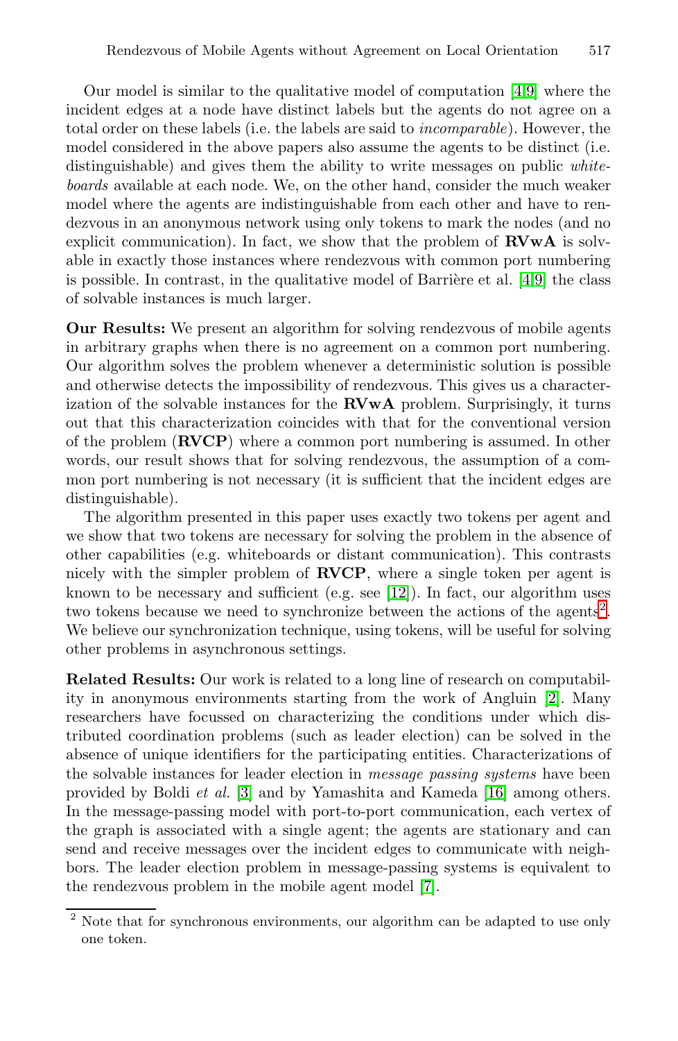Our model is similar to the qualitative model of computation [4,9] where the incident edges at a node have distinct labels but the agents do not agree on a total order on these labels (i.e. the labels are said to *incomparable*). However, the model considered in the above papers also assume the agents to be distinct (i.e. distinguishable) and gives them the ability to write messages on public *whiteboards* available at each node. We, on the other hand, consider the much weaker model where the agents are indistinguishable from each other and have to rendezvous in an anonymous network using only tokens to mark the nodes (and no explicit communication). In fact, we show that the problem of **RVwA** is solvable in exactly those instances where rendezvous with common port numbering is possible. In contrast, in the qualitative model of Barrière et al. [4,9] the class of solvable instances is much larger.

**Our Results:** We present an algorithm for solving rendezvous of mobile agents in arbitrary graphs when there is no agreement on a common port numbering. Our algorithm solves the problem whenever a deterministic solution is possible and otherwise detects the impossibility of rendezvous. This gives us a characterization of the solvable instances for the **RVwA** problem. Surprisingly, it turns out that this characterization coincides with that for the conventional version of the problem (**RVCP**) where a common port numbering is assumed. In other words, our result shows that for solving rendezvous, the assumption of a common port numbering is not necessary (it is sufficient that the incident edges are distinguishable).

The algorithm presented in this paper uses exactly two tokens per agent and we show that two tokens are necessary for solving the problem in the absence of other capabilities (e.g. whiteboards or distant communication). This contrasts nicely with the simpler problem of **RVCP**, where a single token per agent is known to be necessary and sufficient (e.g. see [12]). In fact, our algorithm uses two tokens because we need to synchronize between the actions of the agents[2]. We believe our synchronization technique, using tokens, will be useful for solving other problems in asynchronous settings.

**Related Results:** Our work is related to a long line of research on computability in anonymous environments starting from the work of Angluin [2]. Many researchers have focussed on characterizing the conditions under which distributed coordination problems (such as leader election) can be solved in the absence of unique identifiers for the participating entities. Characterizations of the solvable instances for leader election in *message passing systems* have been provided by Boldi *et al.* [3] and by Yamashita and Kameda [16] among others. In the message-passing model with port-to-port communication, each vertex of the graph is associated with a single agent; the agents are stationary and can send and receive messages over the incident edges to communicate with neighbors. The leader election problem in message-passing systems is equivalent to the rendezvous problem in the mobile agent model [7].

[2] Note that for synchronous environments, our algorithm can be adapted to use only one token.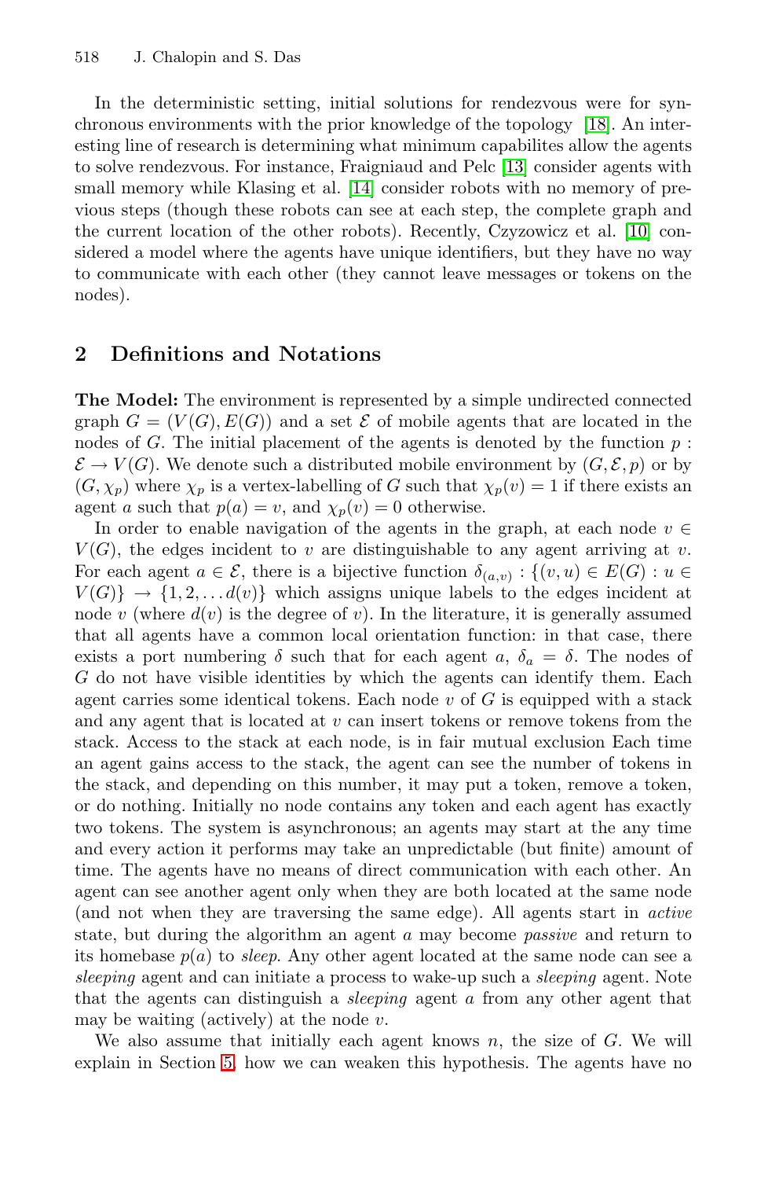In the deterministic setting, initial solutions for rendezvous were for synchronous environments with the prior knowledge of the topology [18]. An interesting line of research is determining what minimum capabilites allow the agents to solve rendezvous. For instance, Fraigniaud and Pelc [13] consider agents with small memory while Klasing et al. [14] consider robots with no memory of previous steps (though these robots can see at each step, the complete graph and the current location of the other robots). Recently, Czyzowicz et al. [10] considered a model where the agents have unique identifiers, but they have no way to communicate with each other (they cannot leave messages or tokens on the nodes).

## 2 Definitions and Notations

**The Model:** The environment is represented by a simple undirected connected graph $G = (V(G), E(G))$ and a set $\mathcal{E}$ of mobile agents that are located in the nodes of $G$. The initial placement of the agents is denoted by the function $p : \mathcal{E} \rightarrow V(G)$. We denote such a distributed mobile environment by $(G, \mathcal{E}, p)$ or by $(G, \chi_p)$ where $\chi_p$ is a vertex-labelling of $G$ such that $\chi_p(v) = 1$ if there exists an agent $a$ such that $p(a) = v$, and $\chi_p(v) = 0$ otherwise.

In order to enable navigation of the agents in the graph, at each node $v \in V(G)$, the edges incident to $v$ are distinguishable to any agent arriving at $v$. For each agent $a \in \mathcal{E}$, there is a bijective function $\delta_{(a,v)} : \{(v, u) \in E(G) : u \in V(G)\} \rightarrow \{1, 2, \ldots d(v)\}$ which assigns unique labels to the edges incident at node $v$ (where $d(v)$ is the degree of $v$). In the literature, it is generally assumed that all agents have a common local orientation function: in that case, there exists a port numbering $\delta$ such that for each agent $a$, $\delta_a = \delta$. The nodes of $G$ do not have visible identities by which the agents can identify them. Each agent carries some identical tokens. Each node $v$ of $G$ is equipped with a stack and any agent that is located at $v$ can insert tokens or remove tokens from the stack. Access to the stack at each node, is in fair mutual exclusion Each time an agent gains access to the stack, the agent can see the number of tokens in the stack, and depending on this number, it may put a token, remove a token, or do nothing. Initially no node contains any token and each agent has exactly two tokens. The system is asynchronous; an agents may start at the any time and every action it performs may take an unpredictable (but finite) amount of time. The agents have no means of direct communication with each other. An agent can see another agent only when they are both located at the same node (and not when they are traversing the same edge). All agents start in *active* state, but during the algorithm an agent $a$ may become *passive* and return to its homebase $p(a)$ to *sleep*. Any other agent located at the same node can see a *sleeping* agent and can initiate a process to wake-up such a *sleeping* agent. Note that the agents can distinguish a *sleeping* agent $a$ from any other agent that may be waiting (actively) at the node $v$.

We also assume that initially each agent knows $n$, the size of $G$. We will explain in Section 5, how we can weaken this hypothesis. The agents have no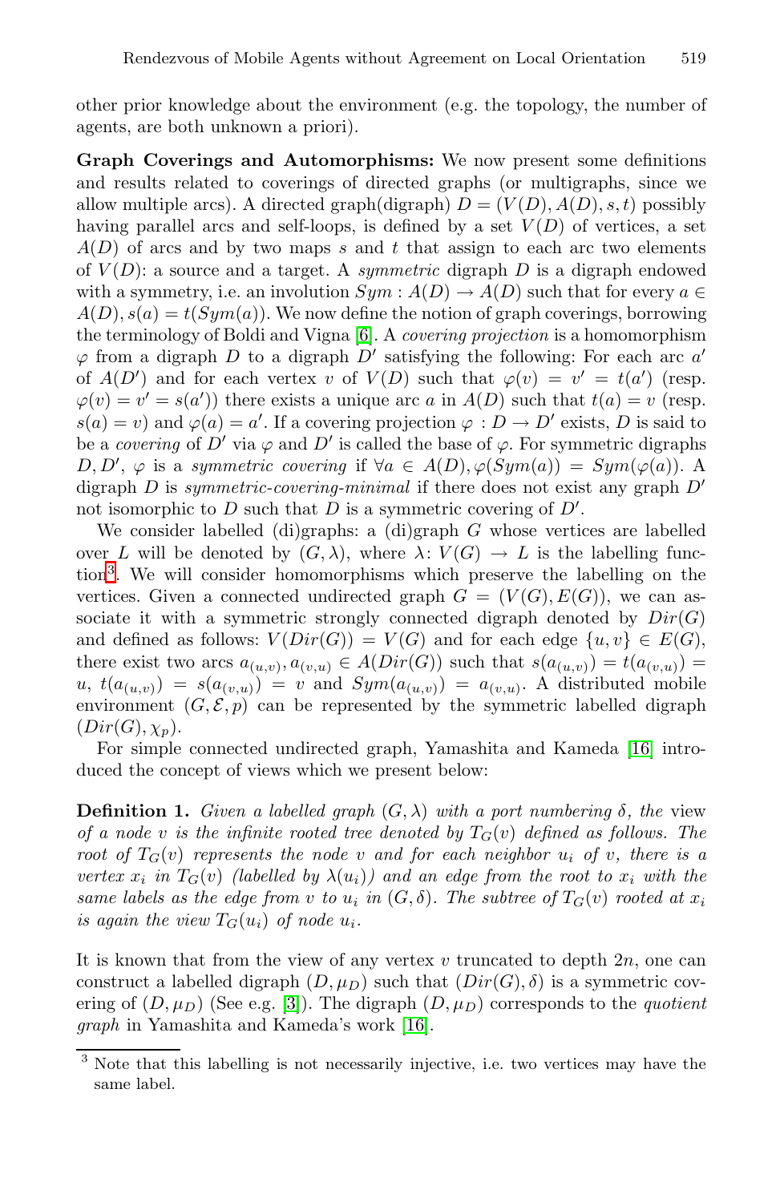other prior knowledge about the environment (e.g. the topology, the number of agents, are both unknown a priori).

**Graph Coverings and Automorphisms:** We now present some definitions and results related to coverings of directed graphs (or multigraphs, since we allow multiple arcs). A directed graph(digraph) $D = (V(D), A(D), s, t)$ possibly having parallel arcs and self-loops, is defined by a set $V(D)$ of vertices, a set $A(D)$ of arcs and by two maps $s$ and $t$ that assign to each arc two elements of $V(D)$: a source and a target. A *symmetric* digraph $D$ is a digraph endowed with a symmetry, i.e. an involution $Sym : A(D) \to A(D)$ such that for every $a \in A(D), s(a) = t(Sym(a))$. We now define the notion of graph coverings, borrowing the terminology of Boldi and Vigna [6]. A *covering projection* is a homomorphism $\varphi$ from a digraph $D$ to a digraph $D'$ satisfying the following: For each arc $a'$ of $A(D')$ and for each vertex $v$ of $V(D)$ such that $\varphi(v) = v' = t(a')$ (resp. $\varphi(v) = v' = s(a')$) there exists a unique arc $a$ in $A(D)$ such that $t(a) = v$ (resp. $s(a) = v$) and $\varphi(a) = a'$. If a covering projection $\varphi : D \to D'$ exists, $D$ is said to be a *covering* of $D'$ via $\varphi$ and $D'$ is called the base of $\varphi$. For symmetric digraphs $D, D'$, $\varphi$ is a *symmetric covering* if $\forall a \in A(D), \varphi(Sym(a)) = Sym(\varphi(a))$. A digraph $D$ is *symmetric-covering-minimal* if there does not exist any graph $D'$ not isomorphic to $D$ such that $D$ is a symmetric covering of $D'$.

We consider labelled (di)graphs: a (di)graph $G$ whose vertices are labelled over $L$ will be denoted by $(G, \lambda)$, where $\lambda \colon V(G) \to L$ is the labelling function[3]. We will consider homomorphisms which preserve the labelling on the vertices. Given a connected undirected graph $G = (V(G), E(G))$, we can associate it with a symmetric strongly connected digraph denoted by $Dir(G)$ and defined as follows: $V(Dir(G)) = V(G)$ and for each edge $\{u, v\} \in E(G)$, there exist two arcs $a_{(u,v)}, a_{(v,u)} \in A(Dir(G))$ such that $s(a_{(u,v)}) = t(a_{(v,u)}) = u$, $t(a_{(u,v)}) = s(a_{(v,u)}) = v$ and $Sym(a_{(u,v)}) = a_{(v,u)}$. A distributed mobile environment $(G, \mathcal{E}, p)$ can be represented by the symmetric labelled digraph $(Dir(G), \chi_p)$.

For simple connected undirected graph, Yamashita and Kameda [16] introduced the concept of views which we present below:

**Definition 1.** *Given a labelled graph $(G, \lambda)$ with a port numbering $\delta$, the* view *of a node $v$ is the infinite rooted tree denoted by $T_G(v)$ defined as follows. The root of $T_G(v)$ represents the node $v$ and for each neighbor $u_i$ of $v$, there is a vertex $x_i$ in $T_G(v)$ (labelled by $\lambda(u_i)$) and an edge from the root to $x_i$ with the same labels as the edge from $v$ to $u_i$ in $(G, \delta)$. The subtree of $T_G(v)$ rooted at $x_i$ is again the view $T_G(u_i)$ of node $u_i$.*

It is known that from the view of any vertex $v$ truncated to depth $2n$, one can construct a labelled digraph $(D, \mu_D)$ such that $(Dir(G), \delta)$ is a symmetric covering of $(D, \mu_D)$ (See e.g. [3]). The digraph $(D, \mu_D)$ corresponds to the *quotient graph* in Yamashita and Kameda's work [16].

[3] Note that this labelling is not necessarily injective, i.e. two vertices may have the same label.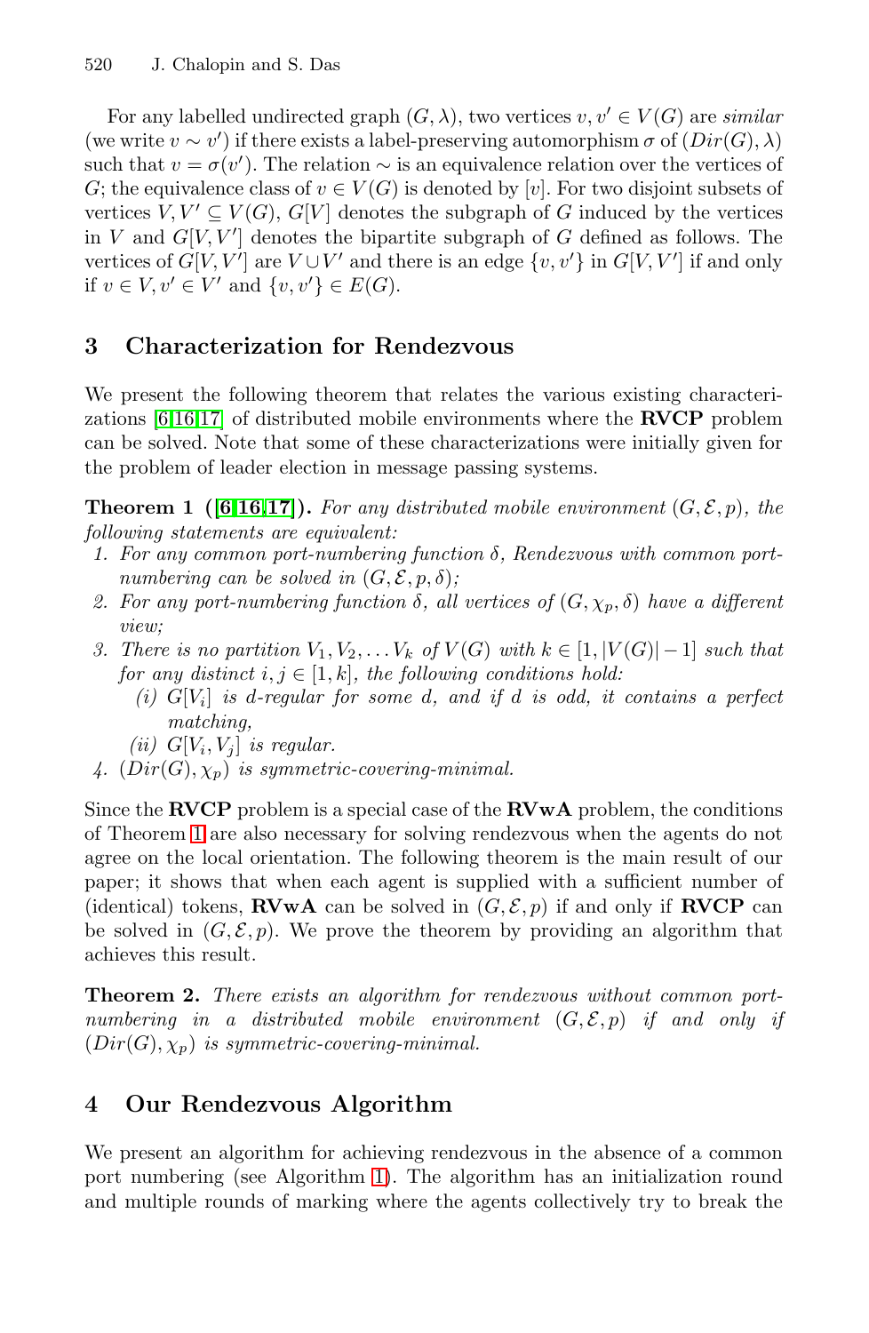For any labelled undirected graph $(G, \lambda)$, two vertices $v, v' \in V(G)$ are *similar* (we write $v \sim v'$) if there exists a label-preserving automorphism $\sigma$ of $(Dir(G), \lambda)$ such that $v = \sigma(v')$. The relation $\sim$ is an equivalence relation over the vertices of $G$; the equivalence class of $v \in V(G)$ is denoted by $[v]$. For two disjoint subsets of vertices $V, V' \subseteq V(G)$, $G[V]$ denotes the subgraph of $G$ induced by the vertices in $V$ and $G[V, V']$ denotes the bipartite subgraph of $G$ defined as follows. The vertices of $G[V, V']$ are $V \cup V'$ and there is an edge $\{v, v'\}$ in $G[V, V']$ if and only if $v \in V, v' \in V'$ and $\{v, v'\} \in E(G)$.

## 3 Characterization for Rendezvous

We present the following theorem that relates the various existing characterizations [6,16,17] of distributed mobile environments where the **RVCP** problem can be solved. Note that some of these characterizations were initially given for the problem of leader election in message passing systems.

**Theorem 1 ([6,16,17]).** *For any distributed mobile environment $(G, \mathcal{E}, p)$, the following statements are equivalent:*

1. *For any common port-numbering function $\delta$, Rendezvous with common port-numbering can be solved in $(G, \mathcal{E}, p, \delta)$;*
2. *For any port-numbering function $\delta$, all vertices of $(G, \chi_p, \delta)$ have a different view;*
3. *There is no partition $V_1, V_2, \ldots V_k$ of $V(G)$ with $k \in [1, |V(G)| - 1]$ such that for any distinct $i, j \in [1, k]$, the following conditions hold:*
   - *(i) $G[V_i]$ is $d$-regular for some $d$, and if $d$ is odd, it contains a perfect matching,*
   - *(ii) $G[V_i, V_j]$ is regular.*
4. *$(Dir(G), \chi_p)$ is symmetric-covering-minimal.*

Since the **RVCP** problem is a special case of the **RVwA** problem, the conditions of Theorem 1 are also necessary for solving rendezvous when the agents do not agree on the local orientation. The following theorem is the main result of our paper; it shows that when each agent is supplied with a sufficient number of (identical) tokens, **RVwA** can be solved in $(G, \mathcal{E}, p)$ if and only if **RVCP** can be solved in $(G, \mathcal{E}, p)$. We prove the theorem by providing an algorithm that achieves this result.

**Theorem 2.** *There exists an algorithm for rendezvous without common port-numbering in a distributed mobile environment $(G, \mathcal{E}, p)$ if and only if $(Dir(G), \chi_p)$ is symmetric-covering-minimal.*

## 4 Our Rendezvous Algorithm

We present an algorithm for achieving rendezvous in the absence of a common port numbering (see Algorithm 1). The algorithm has an initialization round and multiple rounds of marking where the agents collectively try to break the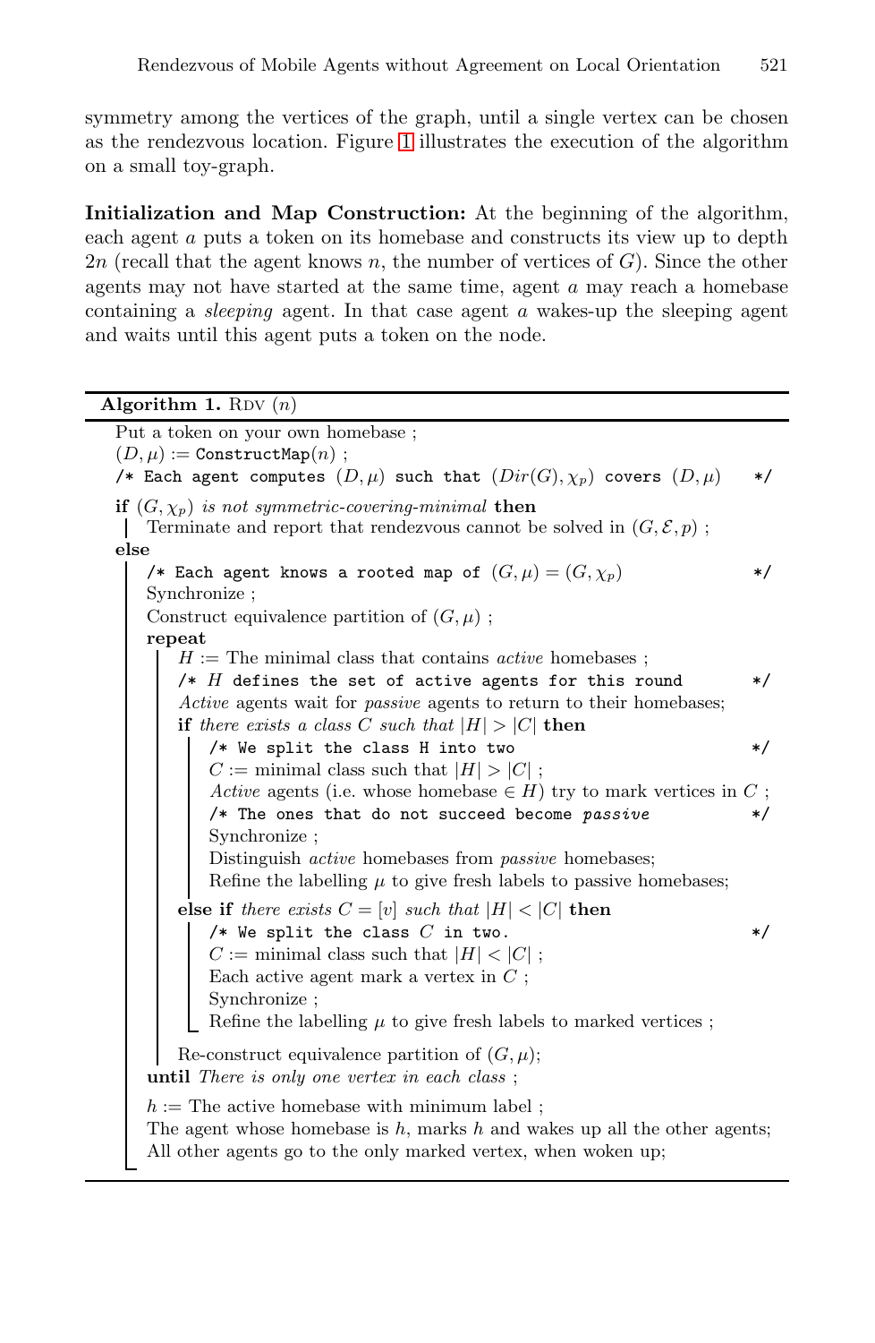symmetry among the vertices of the graph, until a single vertex can be chosen as the rendezvous location. Figure 1 illustrates the execution of the algorithm on a small toy-graph.

**Initialization and Map Construction:** At the beginning of the algorithm, each agent $a$ puts a token on its homebase and constructs its view up to depth $2n$ (recall that the agent knows $n$, the number of vertices of $G$). Since the other agents may not have started at the same time, agent $a$ may reach a homebase containing a *sleeping* agent. In that case agent $a$ wakes-up the sleeping agent and waits until this agent puts a token on the node.

---

**Algorithm 1.** RDV ($n$)

```
Put a token on your own homebase ;
(D, μ) := ConstructMap(n) ;
/* Each agent computes (D, μ) such that (Dir(G), χ_p) covers (D, μ)      */
if (G, χ_p) is not symmetric-covering-minimal then
  | Terminate and report that rendezvous cannot be solved in (G, E, p) ;
else
  | /* Each agent knows a rooted map of (G, μ) = (G, χ_p)                  */
  | Synchronize ;
  | Construct equivalence partition of (G, μ) ;
  | repeat
  |   | H := The minimal class that contains active homebases ;
  |   | /* H defines the set of active agents for this round               */
  |   | Active agents wait for passive agents to return to their homebases;
  |   | if there exists a class C such that |H| > |C| then
  |   |   | /* We split the class H into two                               */
  |   |   | C := minimal class such that |H| > |C| ;
  |   |   | Active agents (i.e. whose homebase ∈ H) try to mark vertices in C ;
  |   |   | /* The ones that do not succeed become passive                 */
  |   |   | Synchronize ;
  |   |   | Distinguish active homebases from passive homebases;
  |   |   | Refine the labelling μ to give fresh labels to passive homebases;
  |   | else if there exists C = [v] such that |H| < |C| then
  |   |   | /* We split the class C in two.                                */
  |   |   | C := minimal class such that |H| < |C| ;
  |   |   | Each active agent mark a vertex in C ;
  |   |   | Synchronize ;
  |   |   | Refine the labelling μ to give fresh labels to marked vertices ;
  |   | Re-construct equivalence partition of (G, μ);
  | until There is only one vertex in each class ;
  | h := The active homebase with minimum label ;
  | The agent whose homebase is h, marks h and wakes up all the other agents;
  | All other agents go to the only marked vertex, when woken up;
```

---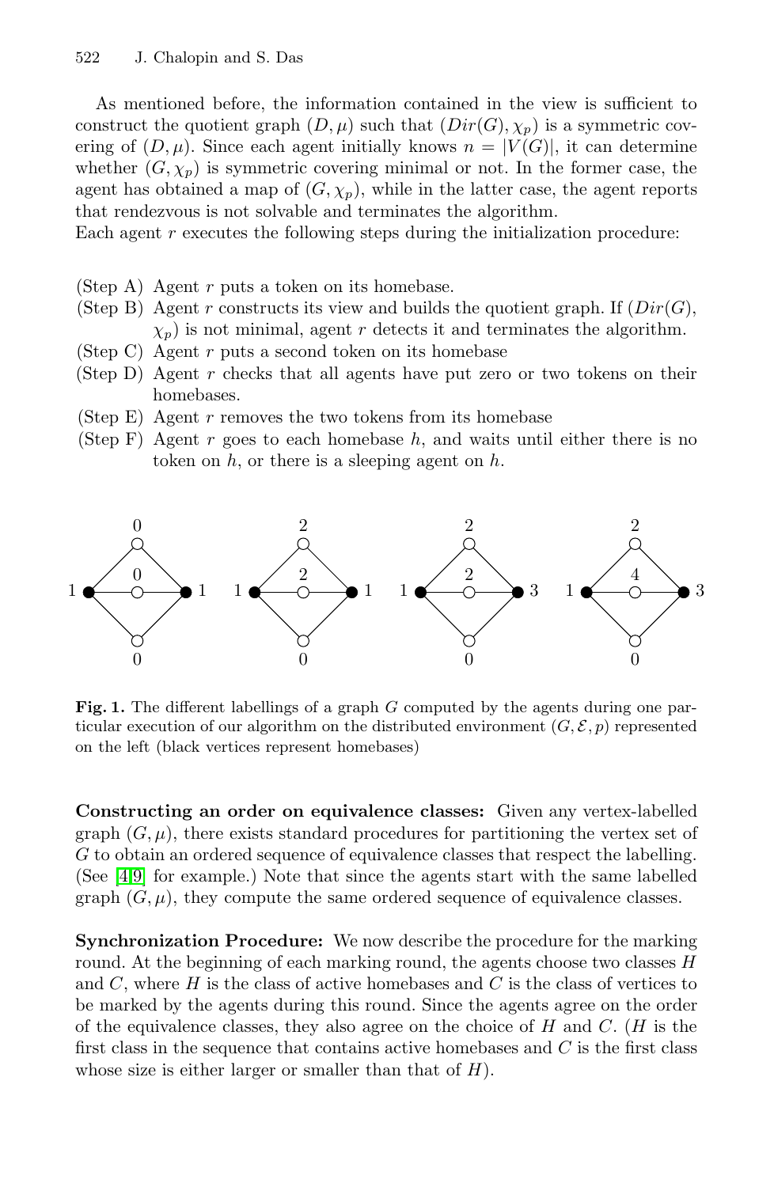As mentioned before, the information contained in the view is sufficient to construct the quotient graph $(D, \mu)$ such that $(Dir(G), \chi_p)$ is a symmetric covering of $(D, \mu)$. Since each agent initially knows $n = |V(G)|$, it can determine whether $(G, \chi_p)$ is symmetric covering minimal or not. In the former case, the agent has obtained a map of $(G, \chi_p)$, while in the latter case, the agent reports that rendezvous is not solvable and terminates the algorithm.
Each agent $r$ executes the following steps during the initialization procedure:

- (Step A) Agent $r$ puts a token on its homebase.
- (Step B) Agent $r$ constructs its view and builds the quotient graph. If $(Dir(G), \chi_p)$ is not minimal, agent $r$ detects it and terminates the algorithm.
- (Step C) Agent $r$ puts a second token on its homebase
- (Step D) Agent $r$ checks that all agents have put zero or two tokens on their homebases.
- (Step E) Agent $r$ removes the two tokens from its homebase
- (Step F) Agent $r$ goes to each homebase $h$, and waits until either there is no token on $h$, or there is a sleeping agent on $h$.

**Fig. 1.** The different labellings of a graph $G$ computed by the agents during one particular execution of our algorithm on the distributed environment $(G, \mathcal{E}, p)$ represented on the left (black vertices represent homebases)

**Constructing an order on equivalence classes:** Given any vertex-labelled graph $(G, \mu)$, there exists standard procedures for partitioning the vertex set of $G$ to obtain an ordered sequence of equivalence classes that respect the labelling. (See [4,9] for example.) Note that since the agents start with the same labelled graph $(G, \mu)$, they compute the same ordered sequence of equivalence classes.

**Synchronization Procedure:** We now describe the procedure for the marking round. At the beginning of each marking round, the agents choose two classes $H$ and $C$, where $H$ is the class of active homebases and $C$ is the class of vertices to be marked by the agents during this round. Since the agents agree on the order of the equivalence classes, they also agree on the choice of $H$ and $C$. ($H$ is the first class in the sequence that contains active homebases and $C$ is the first class whose size is either larger or smaller than that of $H$).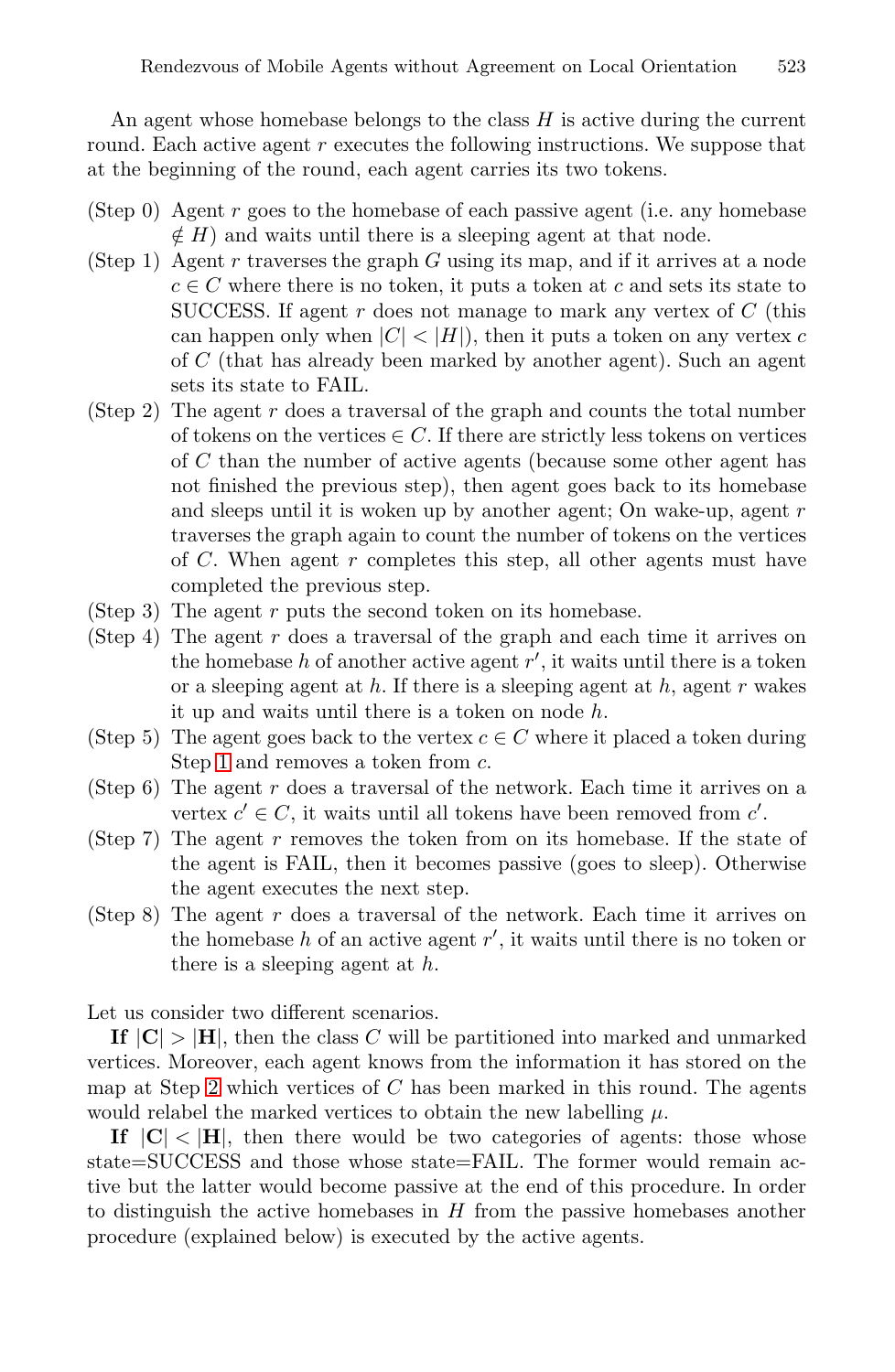An agent whose homebase belongs to the class $H$ is active during the current round. Each active agent $r$ executes the following instructions. We suppose that at the beginning of the round, each agent carries its two tokens.

- (Step 0) Agent $r$ goes to the homebase of each passive agent (i.e. any homebase $\notin H$) and waits until there is a sleeping agent at that node.
- (Step 1) Agent $r$ traverses the graph $G$ using its map, and if it arrives at a node $c \in C$ where there is no token, it puts a token at $c$ and sets its state to SUCCESS. If agent $r$ does not manage to mark any vertex of $C$ (this can happen only when $|C| < |H|$), then it puts a token on any vertex $c$ of $C$ (that has already been marked by another agent). Such an agent sets its state to FAIL.
- (Step 2) The agent $r$ does a traversal of the graph and counts the total number of tokens on the vertices $\in C$. If there are strictly less tokens on vertices of $C$ than the number of active agents (because some other agent has not finished the previous step), then agent goes back to its homebase and sleeps until it is woken up by another agent; On wake-up, agent $r$ traverses the graph again to count the number of tokens on the vertices of $C$. When agent $r$ completes this step, all other agents must have completed the previous step.
- (Step 3) The agent $r$ puts the second token on its homebase.
- (Step 4) The agent $r$ does a traversal of the graph and each time it arrives on the homebase $h$ of another active agent $r'$, it waits until there is a token or a sleeping agent at $h$. If there is a sleeping agent at $h$, agent $r$ wakes it up and waits until there is a token on node $h$.
- (Step 5) The agent goes back to the vertex $c \in C$ where it placed a token during Step 1 and removes a token from $c$.
- (Step 6) The agent $r$ does a traversal of the network. Each time it arrives on a vertex $c' \in C$, it waits until all tokens have been removed from $c'$.
- (Step 7) The agent $r$ removes the token from on its homebase. If the state of the agent is FAIL, then it becomes passive (goes to sleep). Otherwise the agent executes the next step.
- (Step 8) The agent $r$ does a traversal of the network. Each time it arrives on the homebase $h$ of an active agent $r'$, it waits until there is no token or there is a sleeping agent at $h$.

Let us consider two different scenarios.

**If $|\mathbf{C}| > |\mathbf{H}|$**, then the class $C$ will be partitioned into marked and unmarked vertices. Moreover, each agent knows from the information it has stored on the map at Step 2 which vertices of $C$ has been marked in this round. The agents would relabel the marked vertices to obtain the new labelling $\mu$.

**If $|\mathbf{C}| < |\mathbf{H}|$**, then there would be two categories of agents: those whose state=SUCCESS and those whose state=FAIL. The former would remain active but the latter would become passive at the end of this procedure. In order to distinguish the active homebases in $H$ from the passive homebases another procedure (explained below) is executed by the active agents.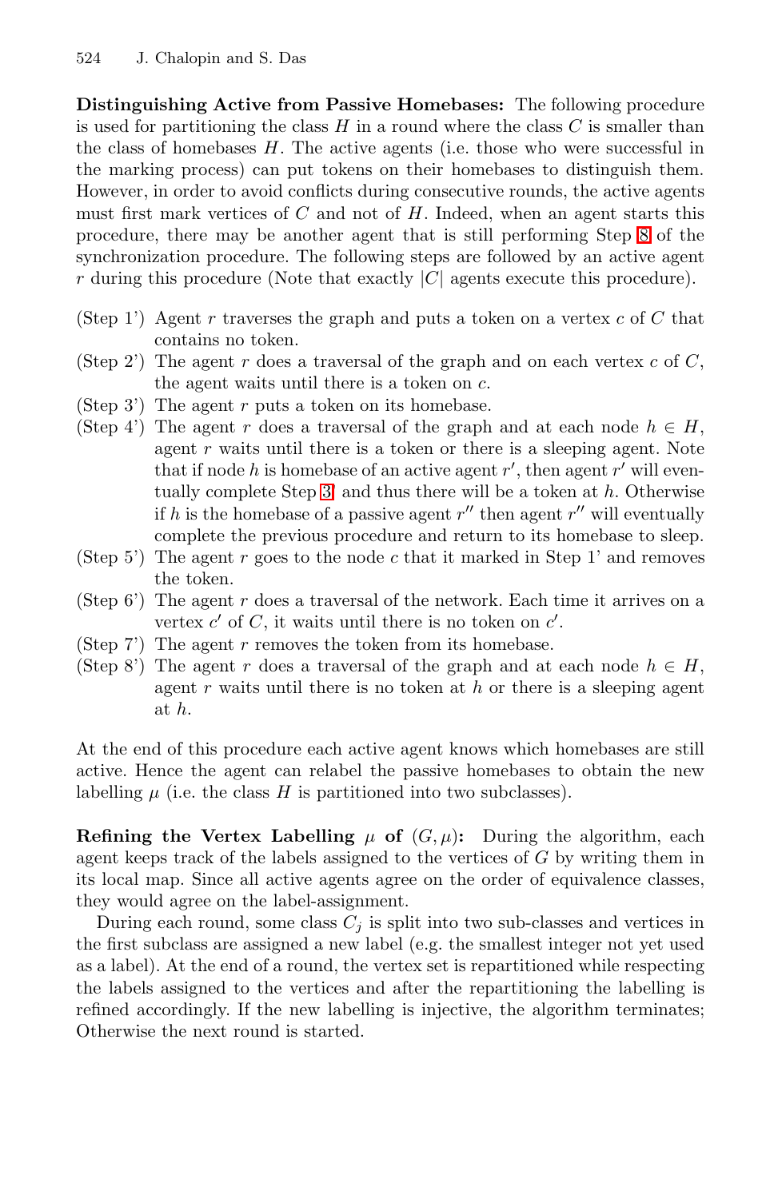**Distinguishing Active from Passive Homebases:** The following procedure is used for partitioning the class $H$ in a round where the class $C$ is smaller than the class of homebases $H$. The active agents (i.e. those who were successful in the marking process) can put tokens on their homebases to distinguish them. However, in order to avoid conflicts during consecutive rounds, the active agents must first mark vertices of $C$ and not of $H$. Indeed, when an agent starts this procedure, there may be another agent that is still performing Step 8 of the synchronization procedure. The following steps are followed by an active agent $r$ during this procedure (Note that exactly $|C|$ agents execute this procedure).

- (Step 1') Agent $r$ traverses the graph and puts a token on a vertex $c$ of $C$ that contains no token.
- (Step 2') The agent $r$ does a traversal of the graph and on each vertex $c$ of $C$, the agent waits until there is a token on $c$.
- (Step 3') The agent $r$ puts a token on its homebase.
- (Step 4') The agent $r$ does a traversal of the graph and at each node $h \in H$, agent $r$ waits until there is a token or there is a sleeping agent. Note that if node $h$ is homebase of an active agent $r'$, then agent $r'$ will eventually complete Step 3' and thus there will be a token at $h$. Otherwise if $h$ is the homebase of a passive agent $r''$ then agent $r''$ will eventually complete the previous procedure and return to its homebase to sleep.
- (Step 5') The agent $r$ goes to the node $c$ that it marked in Step 1' and removes the token.
- (Step 6') The agent $r$ does a traversal of the network. Each time it arrives on a vertex $c'$ of $C$, it waits until there is no token on $c'$.
- (Step 7') The agent $r$ removes the token from its homebase.
- (Step 8') The agent $r$ does a traversal of the graph and at each node $h \in H$, agent $r$ waits until there is no token at $h$ or there is a sleeping agent at $h$.

At the end of this procedure each active agent knows which homebases are still active. Hence the agent can relabel the passive homebases to obtain the new labelling $\mu$ (i.e. the class $H$ is partitioned into two subclasses).

**Refining the Vertex Labelling $\mu$ of $(G, \mu)$:** During the algorithm, each agent keeps track of the labels assigned to the vertices of $G$ by writing them in its local map. Since all active agents agree on the order of equivalence classes, they would agree on the label-assignment.

During each round, some class $C_j$ is split into two sub-classes and vertices in the first subclass are assigned a new label (e.g. the smallest integer not yet used as a label). At the end of a round, the vertex set is repartitioned while respecting the labels assigned to the vertices and after the repartitioning the labelling is refined accordingly. If the new labelling is injective, the algorithm terminates; Otherwise the next round is started.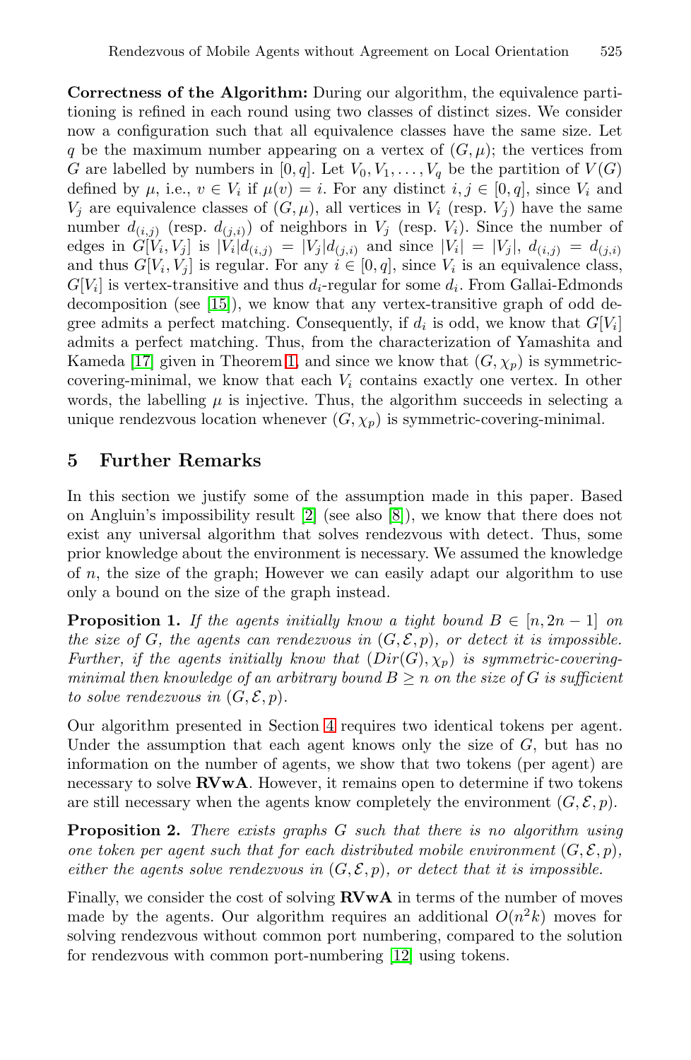**Correctness of the Algorithm:** During our algorithm, the equivalence partitioning is refined in each round using two classes of distinct sizes. We consider now a configuration such that all equivalence classes have the same size. Let $q$ be the maximum number appearing on a vertex of $(G, \mu)$; the vertices from $G$ are labelled by numbers in $[0, q]$. Let $V_0, V_1, \ldots, V_q$ be the partition of $V(G)$ defined by $\mu$, i.e., $v \in V_i$ if $\mu(v) = i$. For any distinct $i, j \in [0, q]$, since $V_i$ and $V_j$ are equivalence classes of $(G, \mu)$, all vertices in $V_i$ (resp. $V_j$) have the same number $d_{(i,j)}$ (resp. $d_{(j,i)}$) of neighbors in $V_j$ (resp. $V_i$). Since the number of edges in $G[V_i, V_j]$ is $|V_i|d_{(i,j)} = |V_j|d_{(j,i)}$ and since $|V_i| = |V_j|$, $d_{(i,j)} = d_{(j,i)}$ and thus $G[V_i, V_j]$ is regular. For any $i \in [0, q]$, since $V_i$ is an equivalence class, $G[V_i]$ is vertex-transitive and thus $d_i$-regular for some $d_i$. From Gallai-Edmonds decomposition (see [15]), we know that any vertex-transitive graph of odd degree admits a perfect matching. Consequently, if $d_i$ is odd, we know that $G[V_i]$ admits a perfect matching. Thus, from the characterization of Yamashita and Kameda [17] given in Theorem 1, and since we know that $(G, \chi_p)$ is symmetric-covering-minimal, we know that each $V_i$ contains exactly one vertex. In other words, the labelling $\mu$ is injective. Thus, the algorithm succeeds in selecting a unique rendezvous location whenever $(G, \chi_p)$ is symmetric-covering-minimal.

## 5 Further Remarks

In this section we justify some of the assumption made in this paper. Based on Angluin's impossibility result [2] (see also [8]), we know that there does not exist any universal algorithm that solves rendezvous with detect. Thus, some prior knowledge about the environment is necessary. We assumed the knowledge of $n$, the size of the graph; However we can easily adapt our algorithm to use only a bound on the size of the graph instead.

**Proposition 1.** *If the agents initially know a tight bound $B \in [n, 2n-1]$ on the size of $G$, the agents can rendezvous in $(G, \mathcal{E}, p)$, or detect it is impossible. Further, if the agents initially know that $(Dir(G), \chi_p)$ is symmetric-covering-minimal then knowledge of an arbitrary bound $B \geq n$ on the size of $G$ is sufficient to solve rendezvous in $(G, \mathcal{E}, p)$.*

Our algorithm presented in Section 4 requires two identical tokens per agent. Under the assumption that each agent knows only the size of $G$, but has no information on the number of agents, we show that two tokens (per agent) are necessary to solve **RVwA**. However, it remains open to determine if two tokens are still necessary when the agents know completely the environment $(G, \mathcal{E}, p)$.

**Proposition 2.** *There exists graphs $G$ such that there is no algorithm using one token per agent such that for each distributed mobile environment $(G, \mathcal{E}, p)$, either the agents solve rendezvous in $(G, \mathcal{E}, p)$, or detect that it is impossible.*

Finally, we consider the cost of solving **RVwA** in terms of the number of moves made by the agents. Our algorithm requires an additional $O(n^2 k)$ moves for solving rendezvous without common port numbering, compared to the solution for rendezvous with common port-numbering [12] using tokens.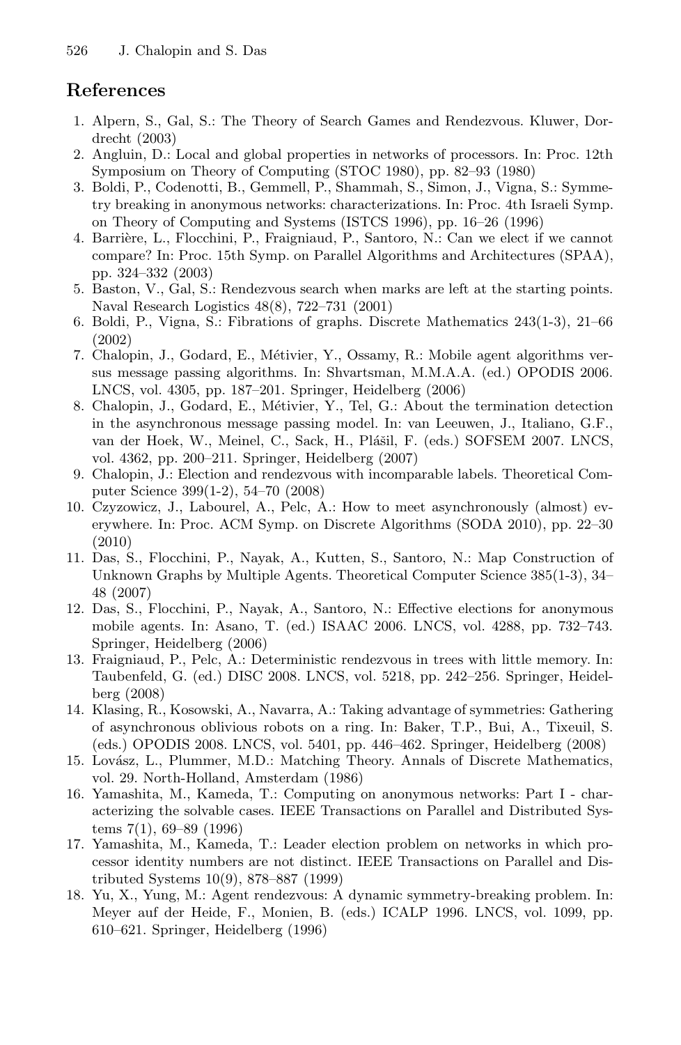## References

1. Alpern, S., Gal, S.: The Theory of Search Games and Rendezvous. Kluwer, Dordrecht (2003)
2. Angluin, D.: Local and global properties in networks of processors. In: Proc. 12th Symposium on Theory of Computing (STOC 1980), pp. 82–93 (1980)
3. Boldi, P., Codenotti, B., Gemmell, P., Shammah, S., Simon, J., Vigna, S.: Symmetry breaking in anonymous networks: characterizations. In: Proc. 4th Israeli Symp. on Theory of Computing and Systems (ISTCS 1996), pp. 16–26 (1996)
4. Barrière, L., Flocchini, P., Fraigniaud, P., Santoro, N.: Can we elect if we cannot compare? In: Proc. 15th Symp. on Parallel Algorithms and Architectures (SPAA), pp. 324–332 (2003)
5. Baston, V., Gal, S.: Rendezvous search when marks are left at the starting points. Naval Research Logistics 48(8), 722–731 (2001)
6. Boldi, P., Vigna, S.: Fibrations of graphs. Discrete Mathematics 243(1-3), 21–66 (2002)
7. Chalopin, J., Godard, E., Métivier, Y., Ossamy, R.: Mobile agent algorithms versus message passing algorithms. In: Shvartsman, M.M.A.A. (ed.) OPODIS 2006. LNCS, vol. 4305, pp. 187–201. Springer, Heidelberg (2006)
8. Chalopin, J., Godard, E., Métivier, Y., Tel, G.: About the termination detection in the asynchronous message passing model. In: van Leeuwen, J., Italiano, G.F., van der Hoek, W., Meinel, C., Sack, H., Plášil, F. (eds.) SOFSEM 2007. LNCS, vol. 4362, pp. 200–211. Springer, Heidelberg (2007)
9. Chalopin, J.: Election and rendezvous with incomparable labels. Theoretical Computer Science 399(1-2), 54–70 (2008)
10. Czyzowicz, J., Labourel, A., Pelc, A.: How to meet asynchronously (almost) everywhere. In: Proc. ACM Symp. on Discrete Algorithms (SODA 2010), pp. 22–30 (2010)
11. Das, S., Flocchini, P., Nayak, A., Kutten, S., Santoro, N.: Map Construction of Unknown Graphs by Multiple Agents. Theoretical Computer Science 385(1-3), 34–48 (2007)
12. Das, S., Flocchini, P., Nayak, A., Santoro, N.: Effective elections for anonymous mobile agents. In: Asano, T. (ed.) ISAAC 2006. LNCS, vol. 4288, pp. 732–743. Springer, Heidelberg (2006)
13. Fraigniaud, P., Pelc, A.: Deterministic rendezvous in trees with little memory. In: Taubenfeld, G. (ed.) DISC 2008. LNCS, vol. 5218, pp. 242–256. Springer, Heidelberg (2008)
14. Klasing, R., Kosowski, A., Navarra, A.: Taking advantage of symmetries: Gathering of asynchronous oblivious robots on a ring. In: Baker, T.P., Bui, A., Tixeuil, S. (eds.) OPODIS 2008. LNCS, vol. 5401, pp. 446–462. Springer, Heidelberg (2008)
15. Lovász, L., Plummer, M.D.: Matching Theory. Annals of Discrete Mathematics, vol. 29. North-Holland, Amsterdam (1986)
16. Yamashita, M., Kameda, T.: Computing on anonymous networks: Part I - characterizing the solvable cases. IEEE Transactions on Parallel and Distributed Systems 7(1), 69–89 (1996)
17. Yamashita, M., Kameda, T.: Leader election problem on networks in which processor identity numbers are not distinct. IEEE Transactions on Parallel and Distributed Systems 10(9), 878–887 (1999)
18. Yu, X., Yung, M.: Agent rendezvous: A dynamic symmetry-breaking problem. In: Meyer auf der Heide, F., Monien, B. (eds.) ICALP 1996. LNCS, vol. 1099, pp. 610–621. Springer, Heidelberg (1996)